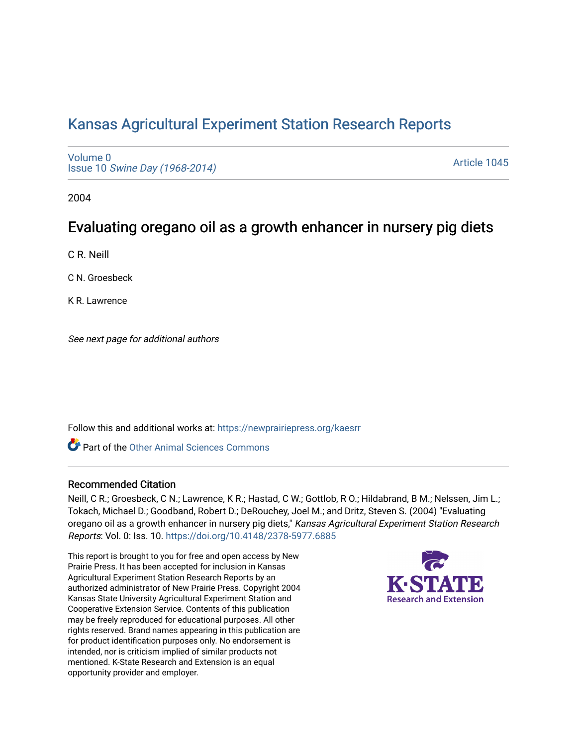# Kansas Agricultural Experiment Station Research Reports

Volume 0
Issue 10 *Swine Day (1968-2014)*

Article 1045

2004

## Evaluating oregano oil as a growth enhancer in nursery pig diets

C R. Neill

C N. Groesbeck

K R. Lawrence

*See next page for additional authors*

Follow this and additional works at: https://newprairiepress.org/kaesrr

Part of the Other Animal Sciences Commons

### Recommended Citation

Neill, C R.; Groesbeck, C N.; Lawrence, K R.; Hastad, C W.; Gottlob, R O.; Hildabrand, B M.; Nelssen, Jim L.; Tokach, Michael D.; Goodband, Robert D.; DeRouchey, Joel M.; and Dritz, Steven S. (2004) "Evaluating oregano oil as a growth enhancer in nursery pig diets," *Kansas Agricultural Experiment Station Research Reports*: Vol. 0: Iss. 10. https://doi.org/10.4148/2378-5977.6885

This report is brought to you for free and open access by New Prairie Press. It has been accepted for inclusion in Kansas Agricultural Experiment Station Research Reports by an authorized administrator of New Prairie Press. Copyright 2004 Kansas State University Agricultural Experiment Station and Cooperative Extension Service. Contents of this publication may be freely reproduced for educational purposes. All other rights reserved. Brand names appearing in this publication are for product identification purposes only. No endorsement is intended, nor is criticism implied of similar products not mentioned. K-State Research and Extension is an equal opportunity provider and employer.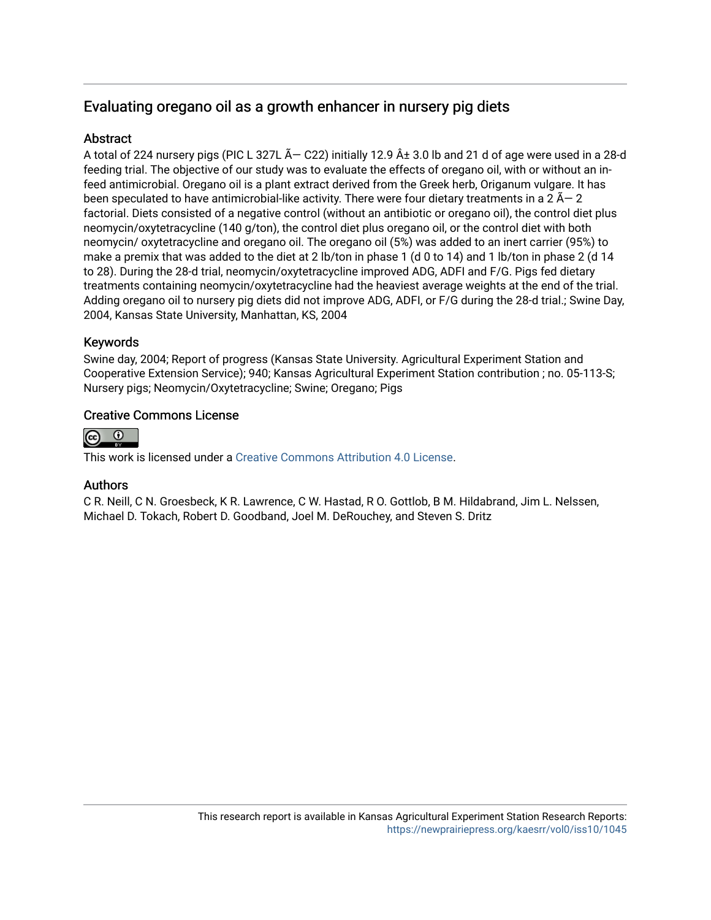## Evaluating oregano oil as a growth enhancer in nursery pig diets

### Abstract

A total of 224 nursery pigs (PIC L 327L Ã— C22) initially 12.9 Â± 3.0 lb and 21 d of age were used in a 28-d feeding trial. The objective of our study was to evaluate the effects of oregano oil, with or without an in-feed antimicrobial. Oregano oil is a plant extract derived from the Greek herb, Origanum vulgare. It has been speculated to have antimicrobial-like activity. There were four dietary treatments in a 2 Ã— 2 factorial. Diets consisted of a negative control (without an antibiotic or oregano oil), the control diet plus neomycin/oxytetracycline (140 g/ton), the control diet plus oregano oil, or the control diet with both neomycin/ oxytetracycline and oregano oil. The oregano oil (5%) was added to an inert carrier (95%) to make a premix that was added to the diet at 2 lb/ton in phase 1 (d 0 to 14) and 1 lb/ton in phase 2 (d 14 to 28). During the 28-d trial, neomycin/oxytetracycline improved ADG, ADFI and F/G. Pigs fed dietary treatments containing neomycin/oxytetracycline had the heaviest average weights at the end of the trial. Adding oregano oil to nursery pig diets did not improve ADG, ADFI, or F/G during the 28-d trial.; Swine Day, 2004, Kansas State University, Manhattan, KS, 2004

### Keywords

Swine day, 2004; Report of progress (Kansas State University. Agricultural Experiment Station and Cooperative Extension Service); 940; Kansas Agricultural Experiment Station contribution ; no. 05-113-S; Nursery pigs; Neomycin/Oxytetracycline; Swine; Oregano; Pigs

### Creative Commons License

This work is licensed under a Creative Commons Attribution 4.0 License.

### Authors

C R. Neill, C N. Groesbeck, K R. Lawrence, C W. Hastad, R O. Gottlob, B M. Hildabrand, Jim L. Nelssen, Michael D. Tokach, Robert D. Goodband, Joel M. DeRouchey, and Steven S. Dritz

This research report is available in Kansas Agricultural Experiment Station Research Reports: https://newprairiepress.org/kaesrr/vol0/iss10/1045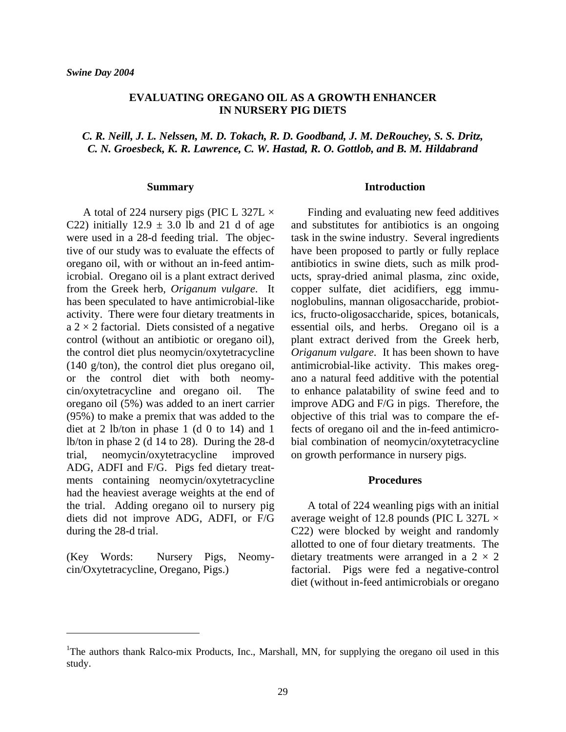*Swine Day 2004*

# EVALUATING OREGANO OIL AS A GROWTH ENHANCER IN NURSERY PIG DIETS

***C. R. Neill, J. L. Nelssen, M. D. Tokach, R. D. Goodband, J. M. DeRouchey, S. S. Dritz, C. N. Groesbeck, K. R. Lawrence, C. W. Hastad, R. O. Gottlob, and B. M. Hildabrand***

## Summary

A total of 224 nursery pigs (PIC L 327L × C22) initially 12.9 ± 3.0 lb and 21 d of age were used in a 28-d feeding trial. The objective of our study was to evaluate the effects of oregano oil, with or without an in-feed antimicrobial. Oregano oil is a plant extract derived from the Greek herb, *Origanum vulgare*. It has been speculated to have antimicrobial-like activity. There were four dietary treatments in a 2 × 2 factorial. Diets consisted of a negative control (without an antibiotic or oregano oil), the control diet plus neomycin/oxytetracycline (140 g/ton), the control diet plus oregano oil, or the control diet with both neomycin/oxytetracycline and oregano oil. The oregano oil (5%) was added to an inert carrier (95%) to make a premix that was added to the diet at 2 lb/ton in phase 1 (d 0 to 14) and 1 lb/ton in phase 2 (d 14 to 28). During the 28-d trial, neomycin/oxytetracycline improved ADG, ADFI and F/G. Pigs fed dietary treatments containing neomycin/oxytetracycline had the heaviest average weights at the end of the trial. Adding oregano oil to nursery pig diets did not improve ADG, ADFI, or F/G during the 28-d trial.

(Key Words: Nursery Pigs, Neomycin/Oxytetracycline, Oregano, Pigs.)

## Introduction

Finding and evaluating new feed additives and substitutes for antibiotics is an ongoing task in the swine industry. Several ingredients have been proposed to partly or fully replace antibiotics in swine diets, such as milk products, spray-dried animal plasma, zinc oxide, copper sulfate, diet acidifiers, egg immunoglobulins, mannan oligosaccharide, probiotics, fructo-oligosaccharide, spices, botanicals, essential oils, and herbs. Oregano oil is a plant extract derived from the Greek herb, *Origanum vulgare*. It has been shown to have antimicrobial-like activity. This makes oregano a natural feed additive with the potential to enhance palatability of swine feed and to improve ADG and F/G in pigs. Therefore, the objective of this trial was to compare the effects of oregano oil and the in-feed antimicrobial combination of neomycin/oxytetracycline on growth performance in nursery pigs.

## Procedures

A total of 224 weanling pigs with an initial average weight of 12.8 pounds (PIC L 327L × C22) were blocked by weight and randomly allotted to one of four dietary treatments. The dietary treatments were arranged in a 2 × 2 factorial. Pigs were fed a negative-control diet (without in-feed antimicrobials or oregano

[1]The authors thank Ralco-mix Products, Inc., Marshall, MN, for supplying the oregano oil used in this study.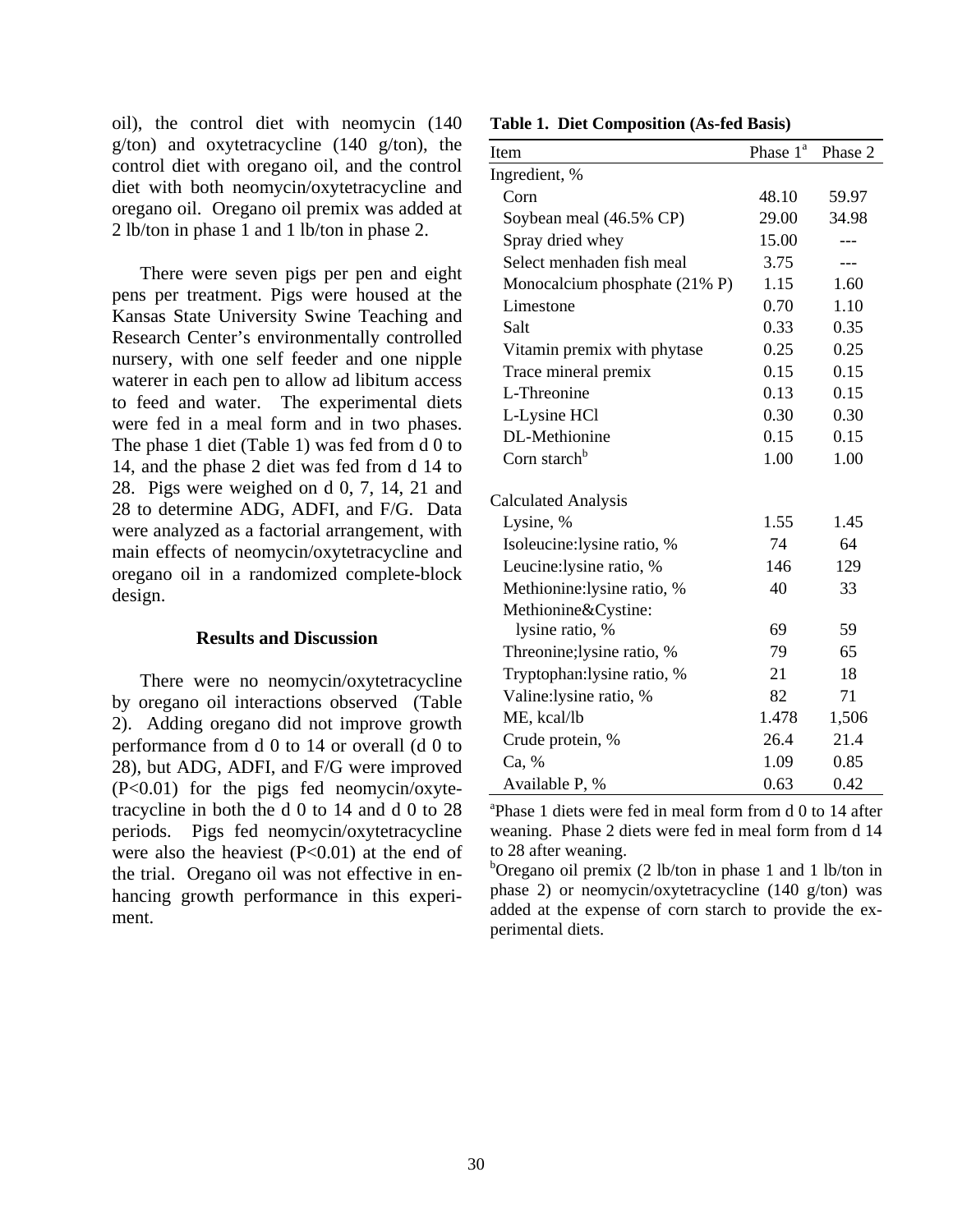oil), the control diet with neomycin (140 g/ton) and oxytetracycline (140 g/ton), the control diet with oregano oil, and the control diet with both neomycin/oxytetracycline and oregano oil. Oregano oil premix was added at 2 lb/ton in phase 1 and 1 lb/ton in phase 2.

There were seven pigs per pen and eight pens per treatment. Pigs were housed at the Kansas State University Swine Teaching and Research Center's environmentally controlled nursery, with one self feeder and one nipple waterer in each pen to allow ad libitum access to feed and water. The experimental diets were fed in a meal form and in two phases. The phase 1 diet (Table 1) was fed from d 0 to 14, and the phase 2 diet was fed from d 14 to 28. Pigs were weighed on d 0, 7, 14, 21 and 28 to determine ADG, ADFI, and F/G. Data were analyzed as a factorial arrangement, with main effects of neomycin/oxytetracycline and oregano oil in a randomized complete-block design.

## Results and Discussion

There were no neomycin/oxytetracycline by oregano oil interactions observed (Table 2). Adding oregano did not improve growth performance from d 0 to 14 or overall (d 0 to 28), but ADG, ADFI, and F/G were improved ($P<0.01$) for the pigs fed neomycin/oxytetracycline in both the d 0 to 14 and d 0 to 28 periods. Pigs fed neomycin/oxytetracycline were also the heaviest ($P<0.01$) at the end of the trial. Oregano oil was not effective in enhancing growth performance in this experiment.

**Table 1. Diet Composition (As-fed Basis)**

| Item | Phase 1[a] | Phase 2 |
|---|---|---|
| Ingredient, % | | |
| Corn | 48.10 | 59.97 |
| Soybean meal (46.5% CP) | 29.00 | 34.98 |
| Spray dried whey | 15.00 | --- |
| Select menhaden fish meal | 3.75 | --- |
| Monocalcium phosphate (21% P) | 1.15 | 1.60 |
| Limestone | 0.70 | 1.10 |
| Salt | 0.33 | 0.35 |
| Vitamin premix with phytase | 0.25 | 0.25 |
| Trace mineral premix | 0.15 | 0.15 |
| L-Threonine | 0.13 | 0.15 |
| L-Lysine HCl | 0.30 | 0.30 |
| DL-Methionine | 0.15 | 0.15 |
| Corn starch[b] | 1.00 | 1.00 |
| | | |
| Calculated Analysis | | |
| Lysine, % | 1.55 | 1.45 |
| Isoleucine:lysine ratio, % | 74 | 64 |
| Leucine:lysine ratio, % | 146 | 129 |
| Methionine:lysine ratio, % | 40 | 33 |
| Methionine&Cystine: lysine ratio, % | 69 | 59 |
| Threonine;lysine ratio, % | 79 | 65 |
| Tryptophan:lysine ratio, % | 21 | 18 |
| Valine:lysine ratio, % | 82 | 71 |
| ME, kcal/lb | 1.478 | 1,506 |
| Crude protein, % | 26.4 | 21.4 |
| Ca, % | 1.09 | 0.85 |
| Available P, % | 0.63 | 0.42 |

[a]Phase 1 diets were fed in meal form from d 0 to 14 after weaning. Phase 2 diets were fed in meal form from d 14 to 28 after weaning.

[b]Oregano oil premix (2 lb/ton in phase 1 and 1 lb/ton in phase 2) or neomycin/oxytetracycline (140 g/ton) was added at the expense of corn starch to provide the experimental diets.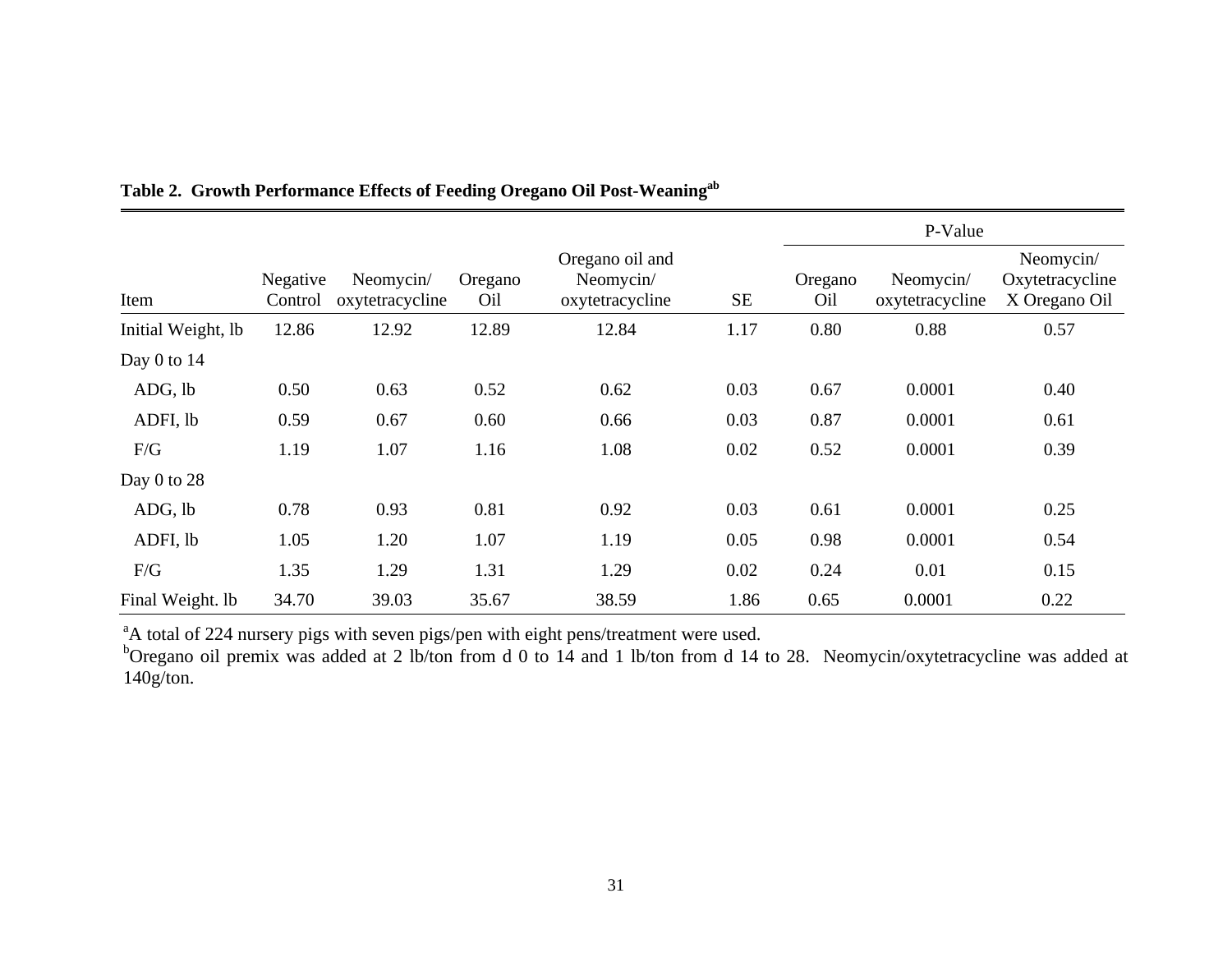**Table 2. Growth Performance Effects of Feeding Oregano Oil Post-Weaning[ab]**

| | | | | | | P-Value | | |
|---|---|---|---|---|---|---|---|---|
| Item | Negative Control | Neomycin/ oxytetracycline | Oregano Oil | Oregano oil and Neomycin/ oxytetracycline | SE | Oregano Oil | Neomycin/ oxytetracycline | Neomycin/ Oxytetracycline X Oregano Oil |
| Initial Weight, lb | 12.86 | 12.92 | 12.89 | 12.84 | 1.17 | 0.80 | 0.88 | 0.57 |
| Day 0 to 14 | | | | | | | | |
| ADG, lb | 0.50 | 0.63 | 0.52 | 0.62 | 0.03 | 0.67 | 0.0001 | 0.40 |
| ADFI, lb | 0.59 | 0.67 | 0.60 | 0.66 | 0.03 | 0.87 | 0.0001 | 0.61 |
| F/G | 1.19 | 1.07 | 1.16 | 1.08 | 0.02 | 0.52 | 0.0001 | 0.39 |
| Day 0 to 28 | | | | | | | | |
| ADG, lb | 0.78 | 0.93 | 0.81 | 0.92 | 0.03 | 0.61 | 0.0001 | 0.25 |
| ADFI, lb | 1.05 | 1.20 | 1.07 | 1.19 | 0.05 | 0.98 | 0.0001 | 0.54 |
| F/G | 1.35 | 1.29 | 1.31 | 1.29 | 0.02 | 0.24 | 0.01 | 0.15 |
| Final Weight. lb | 34.70 | 39.03 | 35.67 | 38.59 | 1.86 | 0.65 | 0.0001 | 0.22 |

[a]A total of 224 nursery pigs with seven pigs/pen with eight pens/treatment were used.

[b]Oregano oil premix was added at 2 lb/ton from d 0 to 14 and 1 lb/ton from d 14 to 28. Neomycin/oxytetracycline was added at 140g/ton.